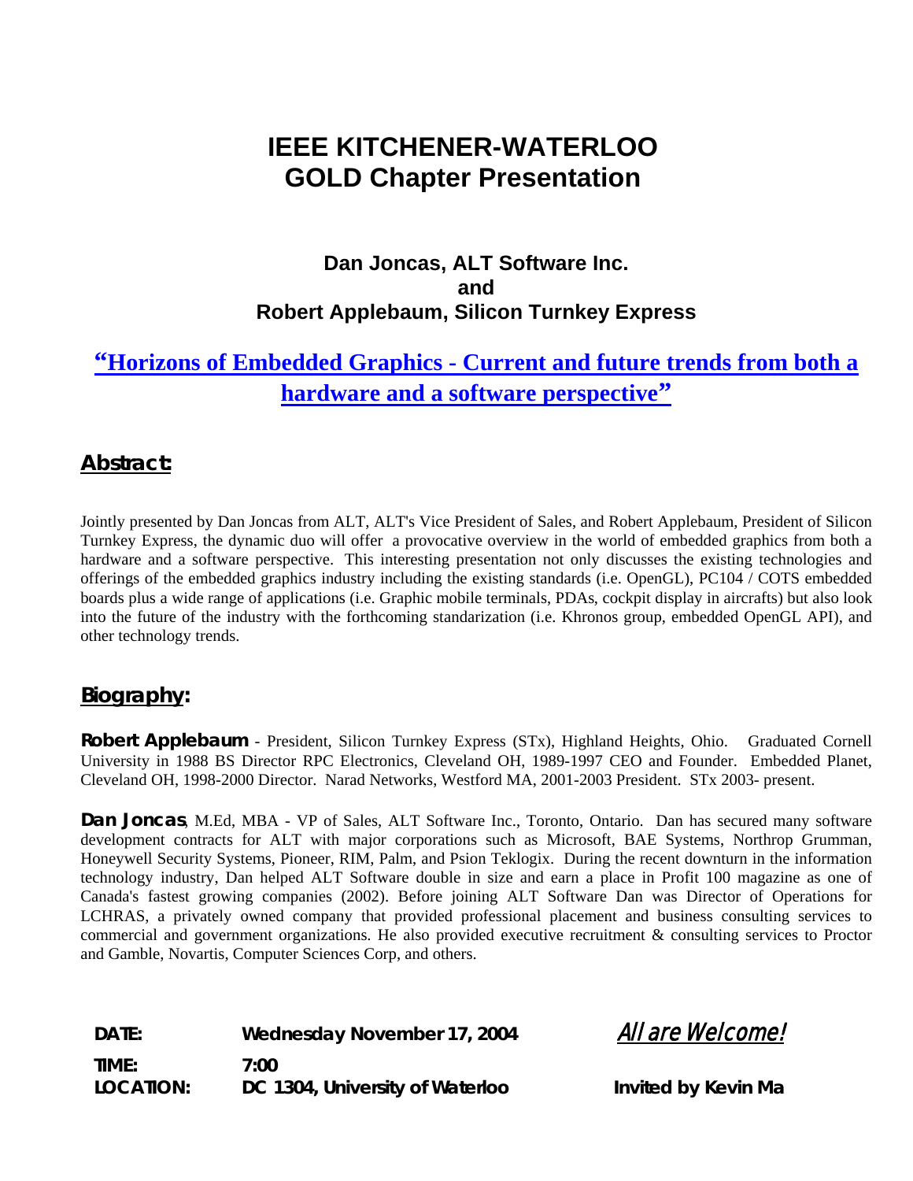# IEEE KITCHENER-WATERLOO GOLD Chapter Presentation

### Dan Joncas, ALT Software Inc.
### and
### Robert Applebaum, Silicon Turnkey Express

## "Horizons of Embedded Graphics - Current and future trends from both a hardware and a software perspective"

### Abstract:

Jointly presented by Dan Joncas from ALT, ALT's Vice President of Sales, and Robert Applebaum, President of Silicon Turnkey Express, the dynamic duo will offer a provocative overview in the world of embedded graphics from both a hardware and a software perspective. This interesting presentation not only discusses the existing technologies and offerings of the embedded graphics industry including the existing standards (i.e. OpenGL), PC104 / COTS embedded boards plus a wide range of applications (i.e. Graphic mobile terminals, PDAs, cockpit display in aircrafts) but also look into the future of the industry with the forthcoming standarization (i.e. Khronos group, embedded OpenGL API), and other technology trends.

### Biography:

**Robert Applebaum** - President, Silicon Turnkey Express (STx), Highland Heights, Ohio. Graduated Cornell University in 1988 BS Director RPC Electronics, Cleveland OH, 1989-1997 CEO and Founder. Embedded Planet, Cleveland OH, 1998-2000 Director. Narad Networks, Westford MA, 2001-2003 President. STx 2003- present.

**Dan Joncas**, M.Ed, MBA - VP of Sales, ALT Software Inc., Toronto, Ontario. Dan has secured many software development contracts for ALT with major corporations such as Microsoft, BAE Systems, Northrop Grumman, Honeywell Security Systems, Pioneer, RIM, Palm, and Psion Teklogix. During the recent downturn in the information technology industry, Dan helped ALT Software double in size and earn a place in Profit 100 magazine as one of Canada's fastest growing companies (2002). Before joining ALT Software Dan was Director of Operations for LCHRAS, a privately owned company that provided professional placement and business consulting services to commercial and government organizations. He also provided executive recruitment & consulting services to Proctor and Gamble, Novartis, Computer Sciences Corp, and others.

**DATE:** Wednesday November 17, 2004

**TIME:** 7:00

**LOCATION:** DC 1304, University of Waterloo

*All are Welcome!*

**Invited by Kevin Ma**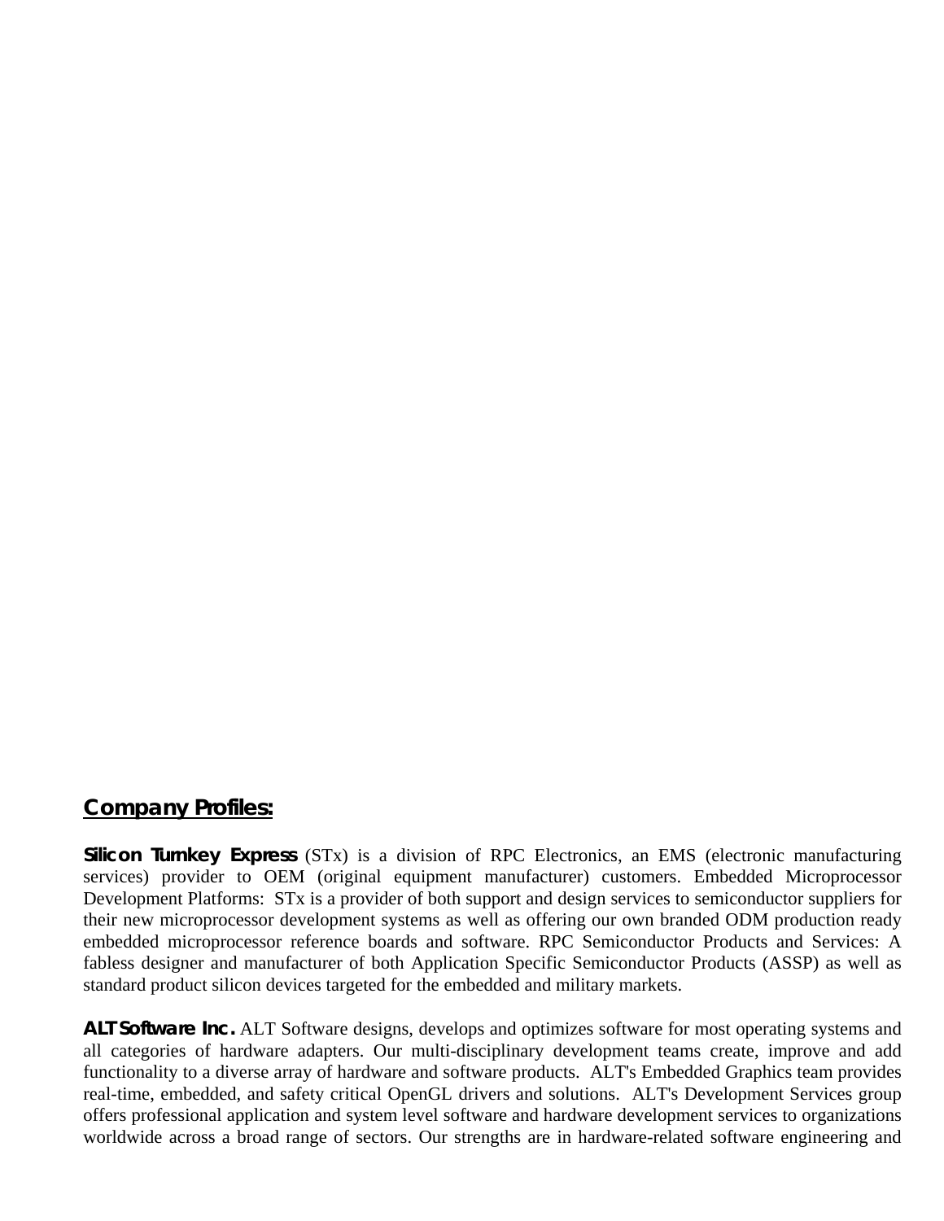## Company Profiles:

**Silicon Turnkey Express** (STx) is a division of RPC Electronics, an EMS (electronic manufacturing services) provider to OEM (original equipment manufacturer) customers. Embedded Microprocessor Development Platforms: STx is a provider of both support and design services to semiconductor suppliers for their new microprocessor development systems as well as offering our own branded ODM production ready embedded microprocessor reference boards and software. RPC Semiconductor Products and Services: A fabless designer and manufacturer of both Application Specific Semiconductor Products (ASSP) as well as standard product silicon devices targeted for the embedded and military markets.

**ALT Software Inc.** ALT Software designs, develops and optimizes software for most operating systems and all categories of hardware adapters. Our multi-disciplinary development teams create, improve and add functionality to a diverse array of hardware and software products. ALT's Embedded Graphics team provides real-time, embedded, and safety critical OpenGL drivers and solutions. ALT's Development Services group offers professional application and system level software and hardware development services to organizations worldwide across a broad range of sectors. Our strengths are in hardware-related software engineering and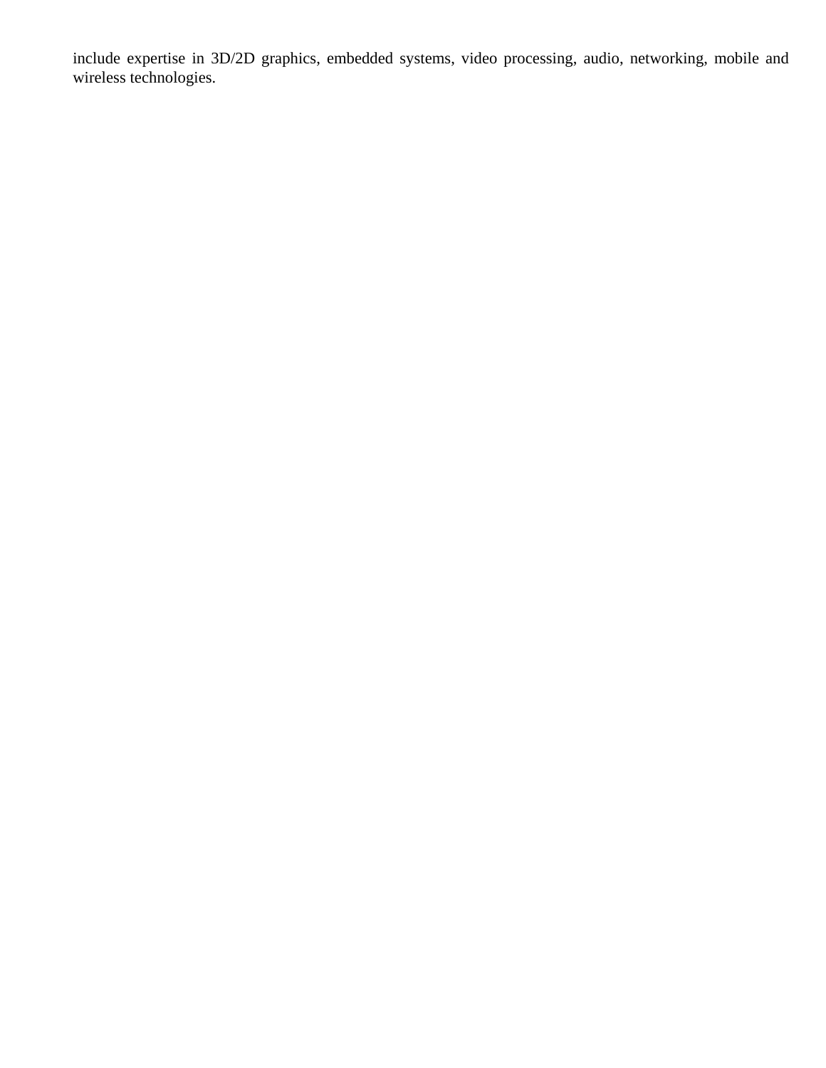include expertise in 3D/2D graphics, embedded systems, video processing, audio, networking, mobile and wireless technologies.